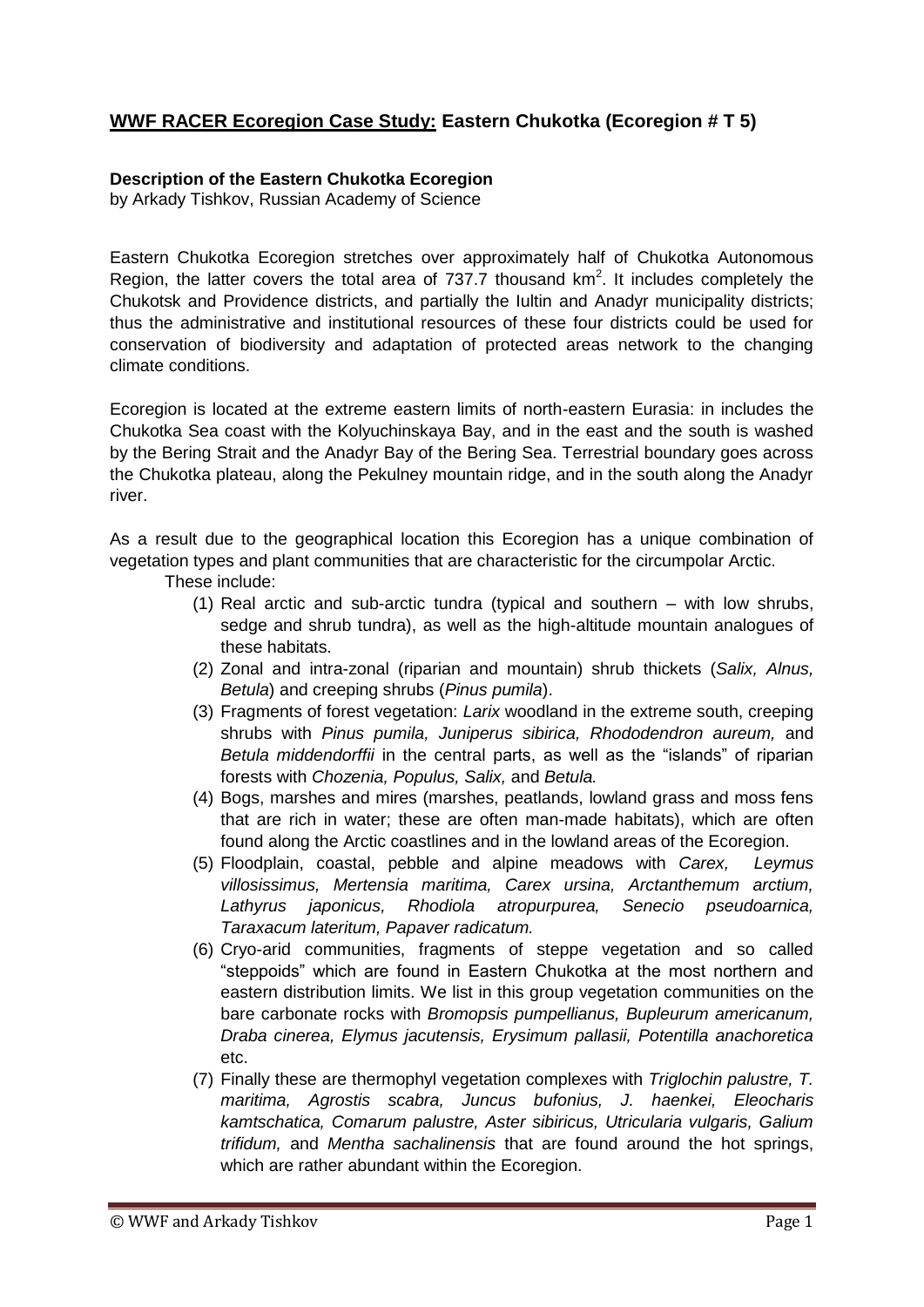# **WWF RACER Ecoregion Case Study:** Eastern Chukotka (Ecoregion # T 5)

**Description of the Eastern Chukotka Ecoregion**
by Arkady Tishkov, Russian Academy of Science

Eastern Chukotka Ecoregion stretches over approximately half of Chukotka Autonomous Region, the latter covers the total area of 737.7 thousand km$^2$. It includes completely the Chukotsk and Providence districts, and partially the Iultin and Anadyr municipality districts; thus the administrative and institutional resources of these four districts could be used for conservation of biodiversity and adaptation of protected areas network to the changing climate conditions.

Ecoregion is located at the extreme eastern limits of north-eastern Eurasia: in includes the Chukotka Sea coast with the Kolyuchinskaya Bay, and in the east and the south is washed by the Bering Strait and the Anadyr Bay of the Bering Sea. Terrestrial boundary goes across the Chukotka plateau, along the Pekulney mountain ridge, and in the south along the Anadyr river.

As a result due to the geographical location this Ecoregion has a unique combination of vegetation types and plant communities that are characteristic for the circumpolar Arctic.

These include:

(1) Real arctic and sub-arctic tundra (typical and southern – with low shrubs, sedge and shrub tundra), as well as the high-altitude mountain analogues of these habitats.
(2) Zonal and intra-zonal (riparian and mountain) shrub thickets (*Salix, Alnus, Betula*) and creeping shrubs (*Pinus pumila*).
(3) Fragments of forest vegetation: *Larix* woodland in the extreme south, creeping shrubs with *Pinus pumila, Juniperus sibirica, Rhododendron aureum,* and *Betula middendorffii* in the central parts, as well as the "islands" of riparian forests with *Chozenia, Populus, Salix,* and *Betula.*
(4) Bogs, marshes and mires (marshes, peatlands, lowland grass and moss fens that are rich in water; these are often man-made habitats), which are often found along the Arctic coastlines and in the lowland areas of the Ecoregion.
(5) Floodplain, coastal, pebble and alpine meadows with *Carex, Leymus villosissimus, Mertensia maritima, Carex ursina, Arctanthemum arctium, Lathyrus japonicus, Rhodiola atropurpurea, Senecio pseudoarnica, Taraxacum lateritum, Papaver radicatum.*
(6) Cryo-arid communities, fragments of steppe vegetation and so called "steppoids" which are found in Eastern Chukotka at the most northern and eastern distribution limits. We list in this group vegetation communities on the bare carbonate rocks with *Bromopsis pumpellianus, Bupleurum americanum, Draba cinerea, Elymus jacutensis, Erysimum pallasii, Potentilla anachoretica* etc.
(7) Finally these are thermophyl vegetation complexes with *Triglochin palustre, T. maritima, Agrostis scabra, Juncus bufonius, J. haenkei, Eleocharis kamtschatica, Comarum palustre, Aster sibiricus, Utricularia vulgaris, Galium trifidum,* and *Mentha sachalinensis* that are found around the hot springs, which are rather abundant within the Ecoregion.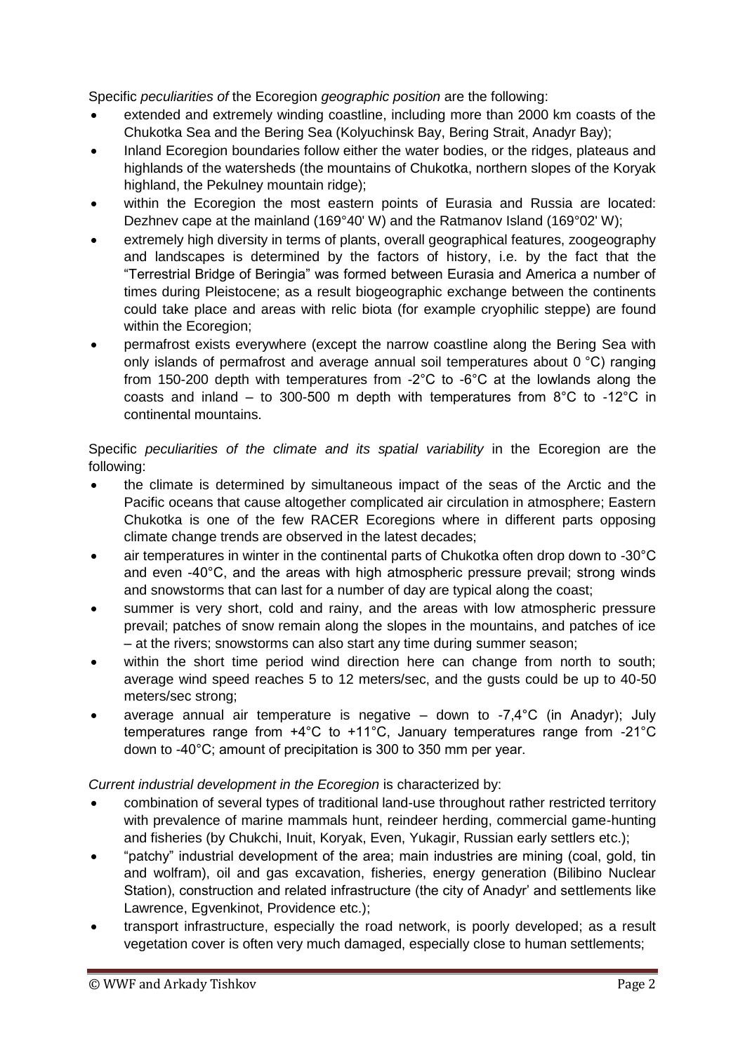Specific *peculiarities of* the Ecoregion *geographic position* are the following:

- extended and extremely winding coastline, including more than 2000 km coasts of the Chukotka Sea and the Bering Sea (Kolyuchinsk Bay, Bering Strait, Anadyr Bay);
- Inland Ecoregion boundaries follow either the water bodies, or the ridges, plateaus and highlands of the watersheds (the mountains of Chukotka, northern slopes of the Koryak highland, the Pekulney mountain ridge);
- within the Ecoregion the most eastern points of Eurasia and Russia are located: Dezhnev cape at the mainland (169°40' W) and the Ratmanov Island (169°02' W);
- extremely high diversity in terms of plants, overall geographical features, zoogeography and landscapes is determined by the factors of history, i.e. by the fact that the "Terrestrial Bridge of Beringia" was formed between Eurasia and America a number of times during Pleistocene; as a result biogeographic exchange between the continents could take place and areas with relic biota (for example cryophilic steppe) are found within the Ecoregion;
- permafrost exists everywhere (except the narrow coastline along the Bering Sea with only islands of permafrost and average annual soil temperatures about 0 °C) ranging from 150-200 depth with temperatures from -2°C to -6°C at the lowlands along the coasts and inland – to 300-500 m depth with temperatures from 8°C to -12°C in continental mountains.

Specific *peculiarities of the climate and its spatial variability* in the Ecoregion are the following:

- the climate is determined by simultaneous impact of the seas of the Arctic and the Pacific oceans that cause altogether complicated air circulation in atmosphere; Eastern Chukotka is one of the few RACER Ecoregions where in different parts opposing climate change trends are observed in the latest decades;
- air temperatures in winter in the continental parts of Chukotka often drop down to -30°C and even -40°C, and the areas with high atmospheric pressure prevail; strong winds and snowstorms that can last for a number of day are typical along the coast;
- summer is very short, cold and rainy, and the areas with low atmospheric pressure prevail; patches of snow remain along the slopes in the mountains, and patches of ice – at the rivers; snowstorms can also start any time during summer season;
- within the short time period wind direction here can change from north to south; average wind speed reaches 5 to 12 meters/sec, and the gusts could be up to 40-50 meters/sec strong;
- average annual air temperature is negative – down to -7,4°C (in Anadyr); July temperatures range from +4°C to +11°C, January temperatures range from -21°C down to -40°C; amount of precipitation is 300 to 350 mm per year.

*Current industrial development in the Ecoregion* is characterized by:

- combination of several types of traditional land-use throughout rather restricted territory with prevalence of marine mammals hunt, reindeer herding, commercial game-hunting and fisheries (by Chukchi, Inuit, Koryak, Even, Yukagir, Russian early settlers etc.);
- "patchy" industrial development of the area; main industries are mining (coal, gold, tin and wolfram), oil and gas excavation, fisheries, energy generation (Bilibino Nuclear Station), construction and related infrastructure (the city of Anadyr' and settlements like Lawrence, Egvenkinot, Providence etc.);
- transport infrastructure, especially the road network, is poorly developed; as a result vegetation cover is often very much damaged, especially close to human settlements;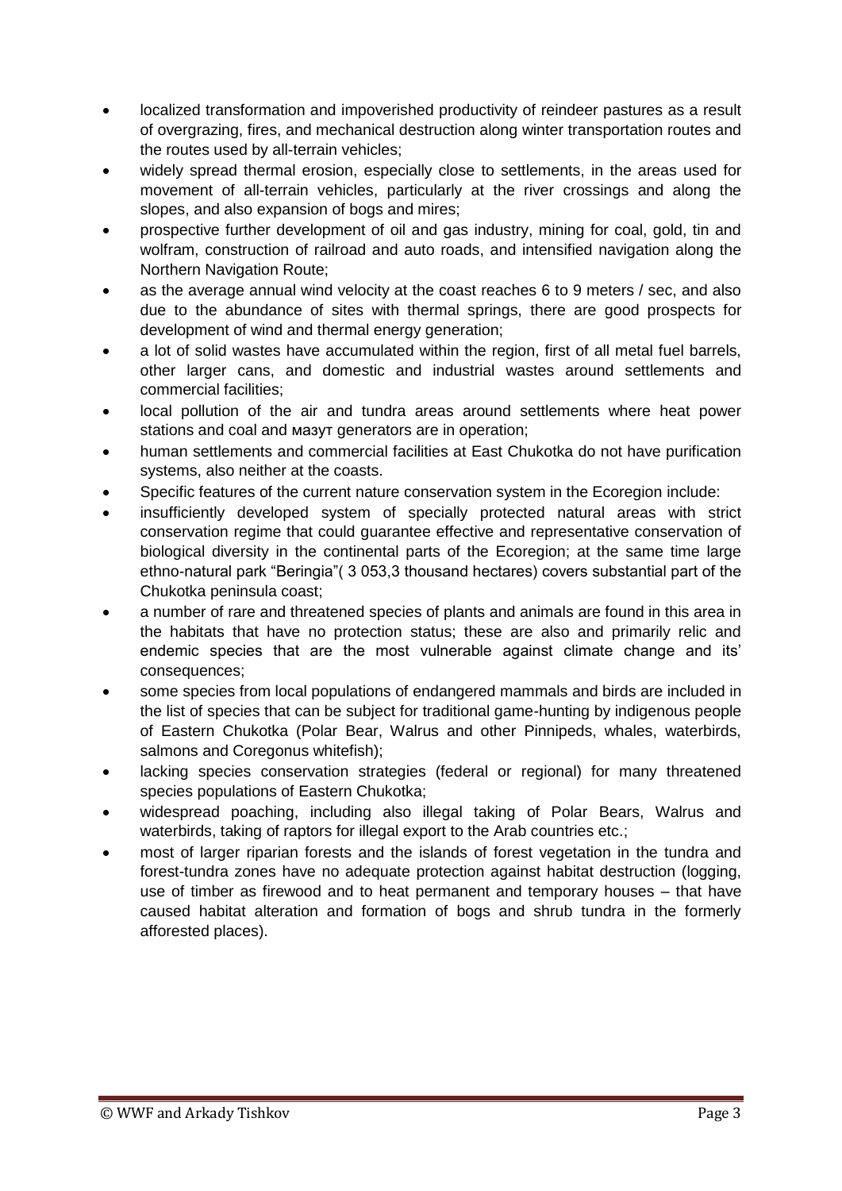- localized transformation and impoverished productivity of reindeer pastures as a result of overgrazing, fires, and mechanical destruction along winter transportation routes and the routes used by all-terrain vehicles;
- widely spread thermal erosion, especially close to settlements, in the areas used for movement of all-terrain vehicles, particularly at the river crossings and along the slopes, and also expansion of bogs and mires;
- prospective further development of oil and gas industry, mining for coal, gold, tin and wolfram, construction of railroad and auto roads, and intensified navigation along the Northern Navigation Route;
- as the average annual wind velocity at the coast reaches 6 to 9 meters / sec, and also due to the abundance of sites with thermal springs, there are good prospects for development of wind and thermal energy generation;
- a lot of solid wastes have accumulated within the region, first of all metal fuel barrels, other larger cans, and domestic and industrial wastes around settlements and commercial facilities;
- local pollution of the air and tundra areas around settlements where heat power stations and coal and мазут generators are in operation;
- human settlements and commercial facilities at East Chukotka do not have purification systems, also neither at the coasts.
- Specific features of the current nature conservation system in the Ecoregion include:
- insufficiently developed system of specially protected natural areas with strict conservation regime that could guarantee effective and representative conservation of biological diversity in the continental parts of the Ecoregion; at the same time large ethno-natural park "Beringia"( 3 053,3 thousand hectares) covers substantial part of the Chukotka peninsula coast;
- a number of rare and threatened species of plants and animals are found in this area in the habitats that have no protection status; these are also and primarily relic and endemic species that are the most vulnerable against climate change and its' consequences;
- some species from local populations of endangered mammals and birds are included in the list of species that can be subject for traditional game-hunting by indigenous people of Eastern Chukotka (Polar Bear, Walrus and other Pinnipeds, whales, waterbirds, salmons and Coregonus whitefish);
- lacking species conservation strategies (federal or regional) for many threatened species populations of Eastern Chukotka;
- widespread poaching, including also illegal taking of Polar Bears, Walrus and waterbirds, taking of raptors for illegal export to the Arab countries etc.;
- most of larger riparian forests and the islands of forest vegetation in the tundra and forest-tundra zones have no adequate protection against habitat destruction (logging, use of timber as firewood and to heat permanent and temporary houses – that have caused habitat alteration and formation of bogs and shrub tundra in the formerly afforested places).